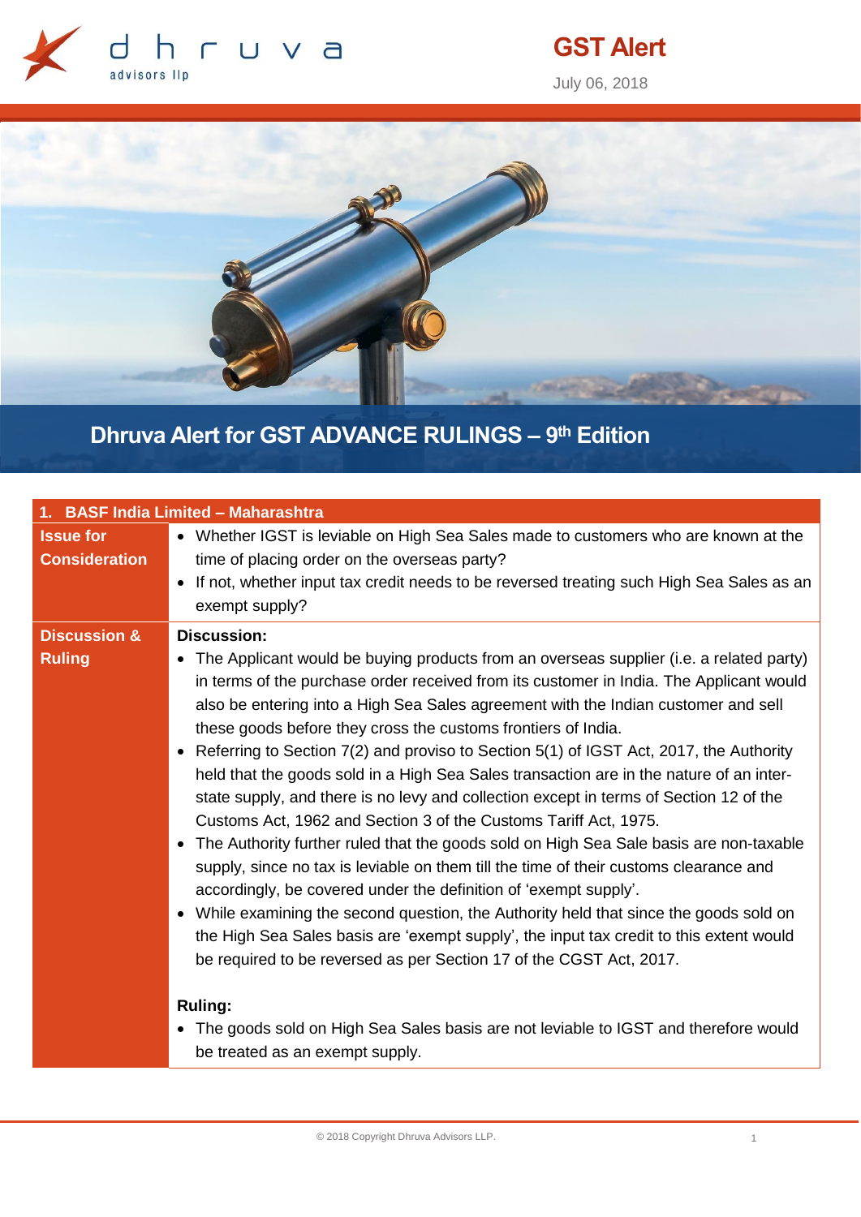# GST Alert

July 06, 2018

## Dhruva Alert for GST ADVANCE RULINGS – 9th Edition

| 1. BASF India Limited – Maharashtra | |
|---|---|
| **Issue for Consideration** | • Whether IGST is leviable on High Sea Sales made to customers who are known at the time of placing order on the overseas party?<br>• If not, whether input tax credit needs to be reversed treating such High Sea Sales as an exempt supply? |
| **Discussion & Ruling** | **Discussion:**<br>• The Applicant would be buying products from an overseas supplier (i.e. a related party) in terms of the purchase order received from its customer in India. The Applicant would also be entering into a High Sea Sales agreement with the Indian customer and sell these goods before they cross the customs frontiers of India.<br>• Referring to Section 7(2) and proviso to Section 5(1) of IGST Act, 2017, the Authority held that the goods sold in a High Sea Sales transaction are in the nature of an inter-state supply, and there is no levy and collection except in terms of Section 12 of the Customs Act, 1962 and Section 3 of the Customs Tariff Act, 1975.<br>• The Authority further ruled that the goods sold on High Sea Sale basis are non-taxable supply, since no tax is leviable on them till the time of their customs clearance and accordingly, be covered under the definition of 'exempt supply'.<br>• While examining the second question, the Authority held that since the goods sold on the High Sea Sales basis are 'exempt supply', the input tax credit to this extent would be required to be reversed as per Section 17 of the CGST Act, 2017.<br><br>**Ruling:**<br>• The goods sold on High Sea Sales basis are not leviable to IGST and therefore would be treated as an exempt supply. |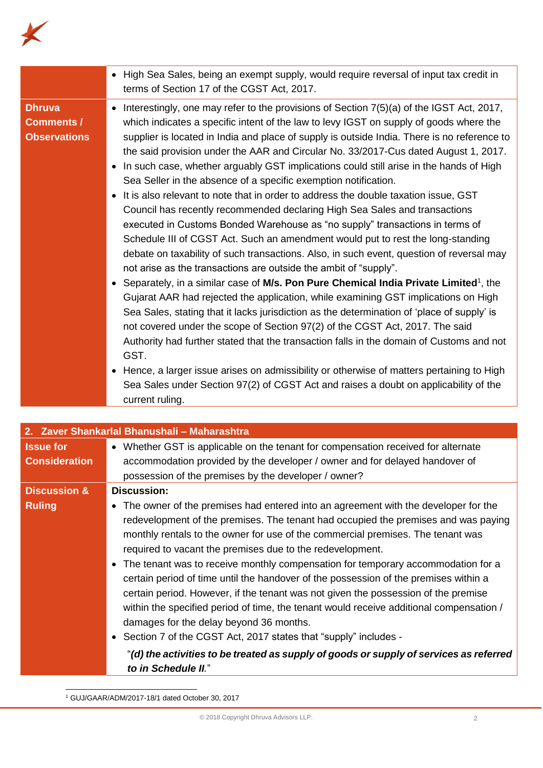| | |
|---|---|
| | • High Sea Sales, being an exempt supply, would require reversal of input tax credit in terms of Section 17 of the CGST Act, 2017. |
| **Dhruva Comments / Observations** | • Interestingly, one may refer to the provisions of Section 7(5)(a) of the IGST Act, 2017, which indicates a specific intent of the law to levy IGST on supply of goods where the supplier is located in India and place of supply is outside India. There is no reference to the said provision under the AAR and Circular No. 33/2017-Cus dated August 1, 2017.<br>• In such case, whether arguably GST implications could still arise in the hands of High Sea Seller in the absence of a specific exemption notification.<br>• It is also relevant to note that in order to address the double taxation issue, GST Council has recently recommended declaring High Sea Sales and transactions executed in Customs Bonded Warehouse as "no supply" transactions in terms of Schedule III of CGST Act. Such an amendment would put to rest the long-standing debate on taxability of such transactions. Also, in such event, question of reversal may not arise as the transactions are outside the ambit of "supply".<br>• Separately, in a similar case of **M/s. Pon Pure Chemical India Private Limited**[1], the Gujarat AAR had rejected the application, while examining GST implications on High Sea Sales, stating that it lacks jurisdiction as the determination of 'place of supply' is not covered under the scope of Section 97(2) of the CGST Act, 2017. The said Authority had further stated that the transaction falls in the domain of Customs and not GST.<br>• Hence, a larger issue arises on admissibility or otherwise of matters pertaining to High Sea Sales under Section 97(2) of CGST Act and raises a doubt on applicability of the current ruling. |

| **2. Zaver Shankarlal Bhanushali – Maharashtra** | |
|---|---|
| **Issue for Consideration** | • Whether GST is applicable on the tenant for compensation received for alternate accommodation provided by the developer / owner and for delayed handover of possession of the premises by the developer / owner? |
| **Discussion & Ruling** | **Discussion:**<br>• The owner of the premises had entered into an agreement with the developer for the redevelopment of the premises. The tenant had occupied the premises and was paying monthly rentals to the owner for use of the commercial premises. The tenant was required to vacant the premises due to the redevelopment.<br>• The tenant was to receive monthly compensation for temporary accommodation for a certain period of time until the handover of the possession of the premises within a certain period. However, if the tenant was not given the possession of the premise within the specified period of time, the tenant would receive additional compensation / damages for the delay beyond 36 months.<br>• Section 7 of the CGST Act, 2017 states that "supply" includes -<br>"***(d) the activities to be treated as supply of goods or supply of services as referred to in Schedule II.***" |

[1] GUJ/GAAR/ADM/2017-18/1 dated October 30, 2017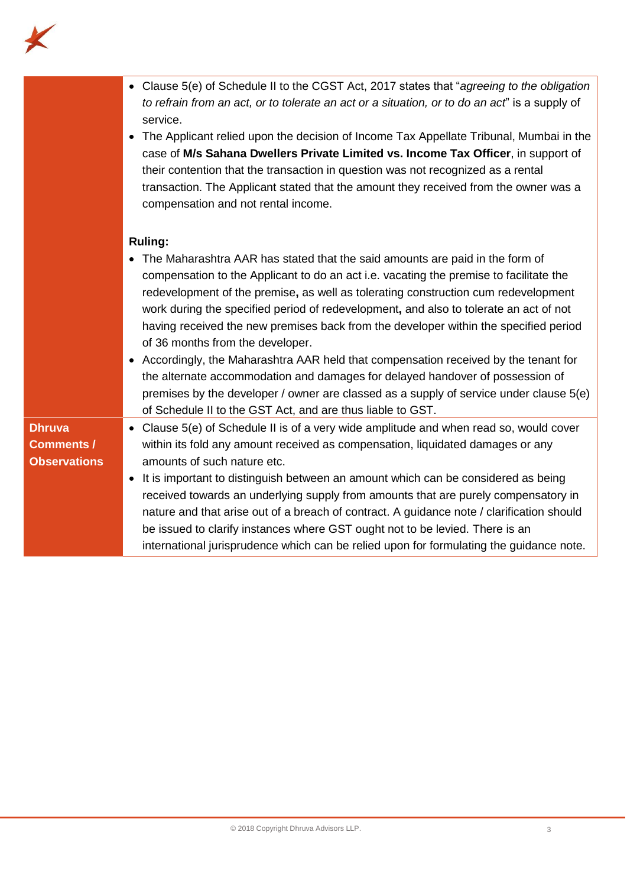| | |
|---|---|
| | • Clause 5(e) of Schedule II to the CGST Act, 2017 states that "*agreeing to the obligation to refrain from an act, or to tolerate an act or a situation, or to do an act*" is a supply of service.<br>• The Applicant relied upon the decision of Income Tax Appellate Tribunal, Mumbai in the case of **M/s Sahana Dwellers Private Limited vs. Income Tax Officer**, in support of their contention that the transaction in question was not recognized as a rental transaction. The Applicant stated that the amount they received from the owner was a compensation and not rental income.<br><br>**Ruling:**<br>• The Maharashtra AAR has stated that the said amounts are paid in the form of compensation to the Applicant to do an act i.e. vacating the premise to facilitate the redevelopment of the premise**,** as well as tolerating construction cum redevelopment work during the specified period of redevelopment**,** and also to tolerate an act of not having received the new premises back from the developer within the specified period of 36 months from the developer.<br>• Accordingly, the Maharashtra AAR held that compensation received by the tenant for the alternate accommodation and damages for delayed handover of possession of premises by the developer / owner are classed as a supply of service under clause 5(e) of Schedule II to the GST Act, and are thus liable to GST. |
| **Dhruva Comments / Observations** | • Clause 5(e) of Schedule II is of a very wide amplitude and when read so, would cover within its fold any amount received as compensation, liquidated damages or any amounts of such nature etc.<br>• It is important to distinguish between an amount which can be considered as being received towards an underlying supply from amounts that are purely compensatory in nature and that arise out of a breach of contract. A guidance note / clarification should be issued to clarify instances where GST ought not to be levied. There is an international jurisprudence which can be relied upon for formulating the guidance note. |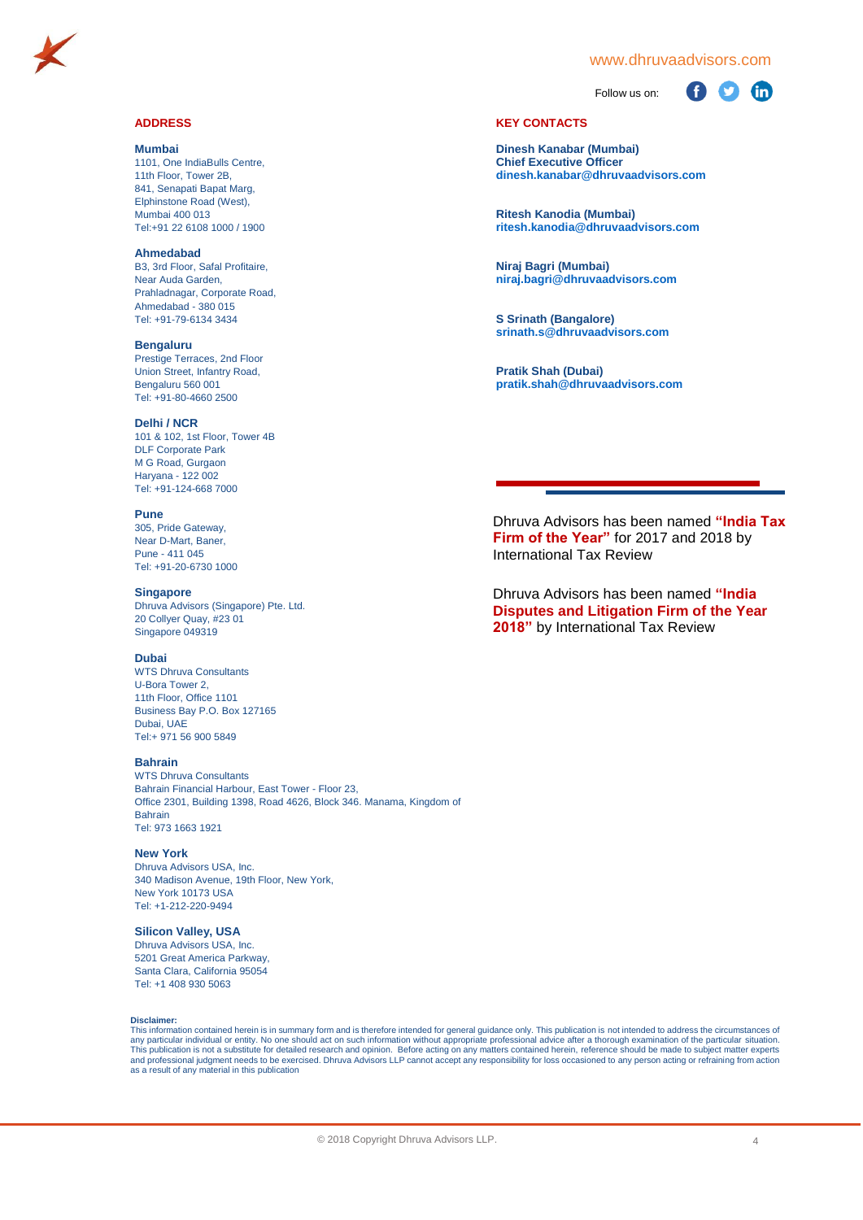www.dhruvaadvisors.com

Follow us on:

## ADDRESS

**Mumbai**
1101, One IndiaBulls Centre,
11th Floor, Tower 2B,
841, Senapati Bapat Marg,
Elphinstone Road (West),
Mumbai 400 013
Tel:+91 22 6108 1000 / 1900

**Ahmedabad**
B3, 3rd Floor, Safal Profitaire,
Near Auda Garden,
Prahladnagar, Corporate Road,
Ahmedabad - 380 015
Tel: +91-79-6134 3434

**Bengaluru**
Prestige Terraces, 2nd Floor
Union Street, Infantry Road,
Bengaluru 560 001
Tel: +91-80-4660 2500

**Delhi / NCR**
101 & 102, 1st Floor, Tower 4B
DLF Corporate Park
M G Road, Gurgaon
Haryana - 122 002
Tel: +91-124-668 7000

**Pune**
305, Pride Gateway,
Near D-Mart, Baner,
Pune - 411 045
Tel: +91-20-6730 1000

**Singapore**
Dhruva Advisors (Singapore) Pte. Ltd.
20 Collyer Quay, #23 01
Singapore 049319

**Dubai**
WTS Dhruva Consultants
U-Bora Tower 2,
11th Floor, Office 1101
Business Bay P.O. Box 127165
Dubai, UAE
Tel:+ 971 56 900 5849

**Bahrain**
WTS Dhruva Consultants
Bahrain Financial Harbour, East Tower - Floor 23,
Office 2301, Building 1398, Road 4626, Block 346. Manama, Kingdom of Bahrain
Tel: 973 1663 1921

**New York**
Dhruva Advisors USA, Inc.
340 Madison Avenue, 19th Floor, New York,
New York 10173 USA
Tel: +1-212-220-9494

**Silicon Valley, USA**
Dhruva Advisors USA, Inc.
5201 Great America Parkway,
Santa Clara, California 95054
Tel: +1 408 930 5063

## KEY CONTACTS

**Dinesh Kanabar (Mumbai)**
**Chief Executive Officer**
**dinesh.kanabar@dhruvaadvisors.com**

**Ritesh Kanodia (Mumbai)**
**ritesh.kanodia@dhruvaadvisors.com**

**Niraj Bagri (Mumbai)**
**niraj.bagri@dhruvaadvisors.com**

**S Srinath (Bangalore)**
**srinath.s@dhruvaadvisors.com**

**Pratik Shah (Dubai)**
**pratik.shah@dhruvaadvisors.com**

Dhruva Advisors has been named **"India Tax Firm of the Year"** for 2017 and 2018 by International Tax Review

Dhruva Advisors has been named **"India Disputes and Litigation Firm of the Year 2018"** by International Tax Review

**Disclaimer:**
This information contained herein is in summary form and is therefore intended for general guidance only. This publication is not intended to address the circumstances of any particular individual or entity. No one should act on such information without appropriate professional advice after a thorough examination of the particular situation. This publication is not a substitute for detailed research and opinion. Before acting on any matters contained herein, reference should be made to subject matter experts and professional judgment needs to be exercised. Dhruva Advisors LLP cannot accept any responsibility for loss occasioned to any person acting or refraining from action as a result of any material in this publication

© 2018 Copyright Dhruva Advisors LLP.